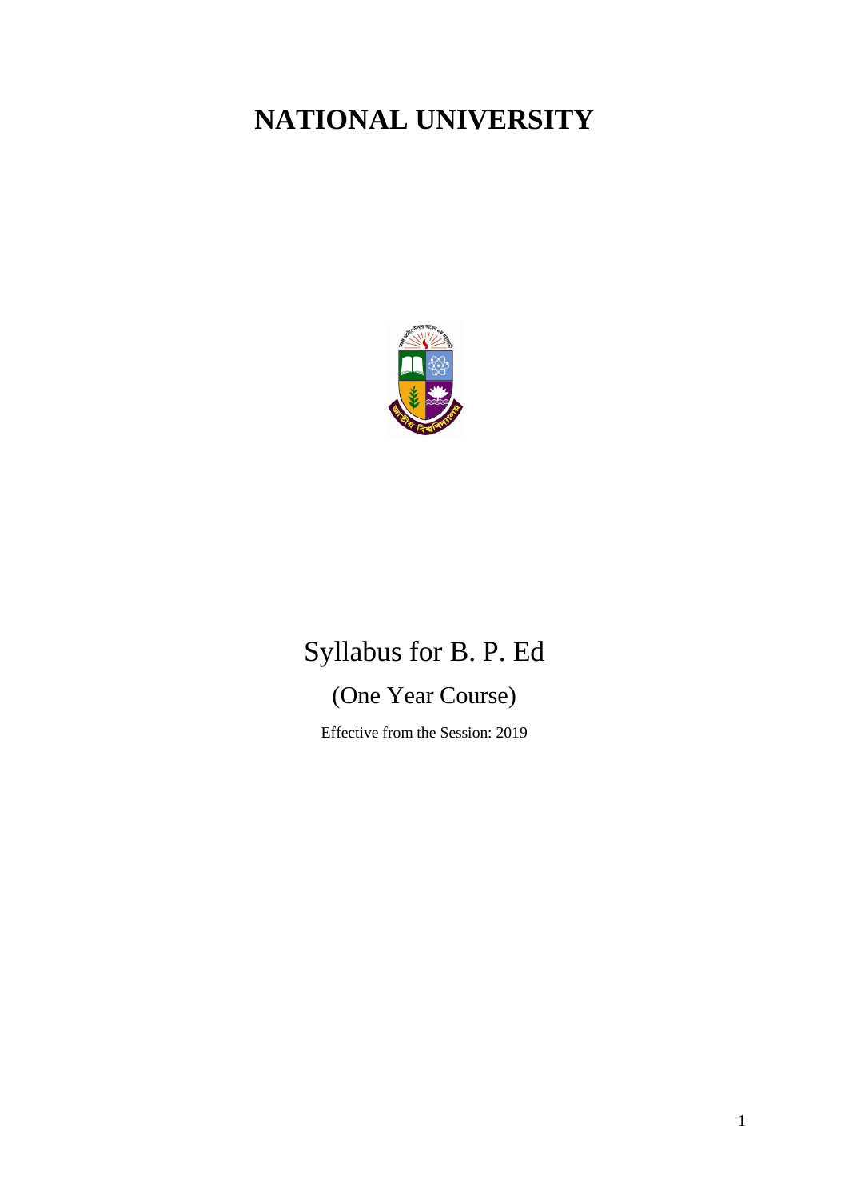# NATIONAL UNIVERSITY

# Syllabus for B. P. Ed

## (One Year Course)

Effective from the Session: 2019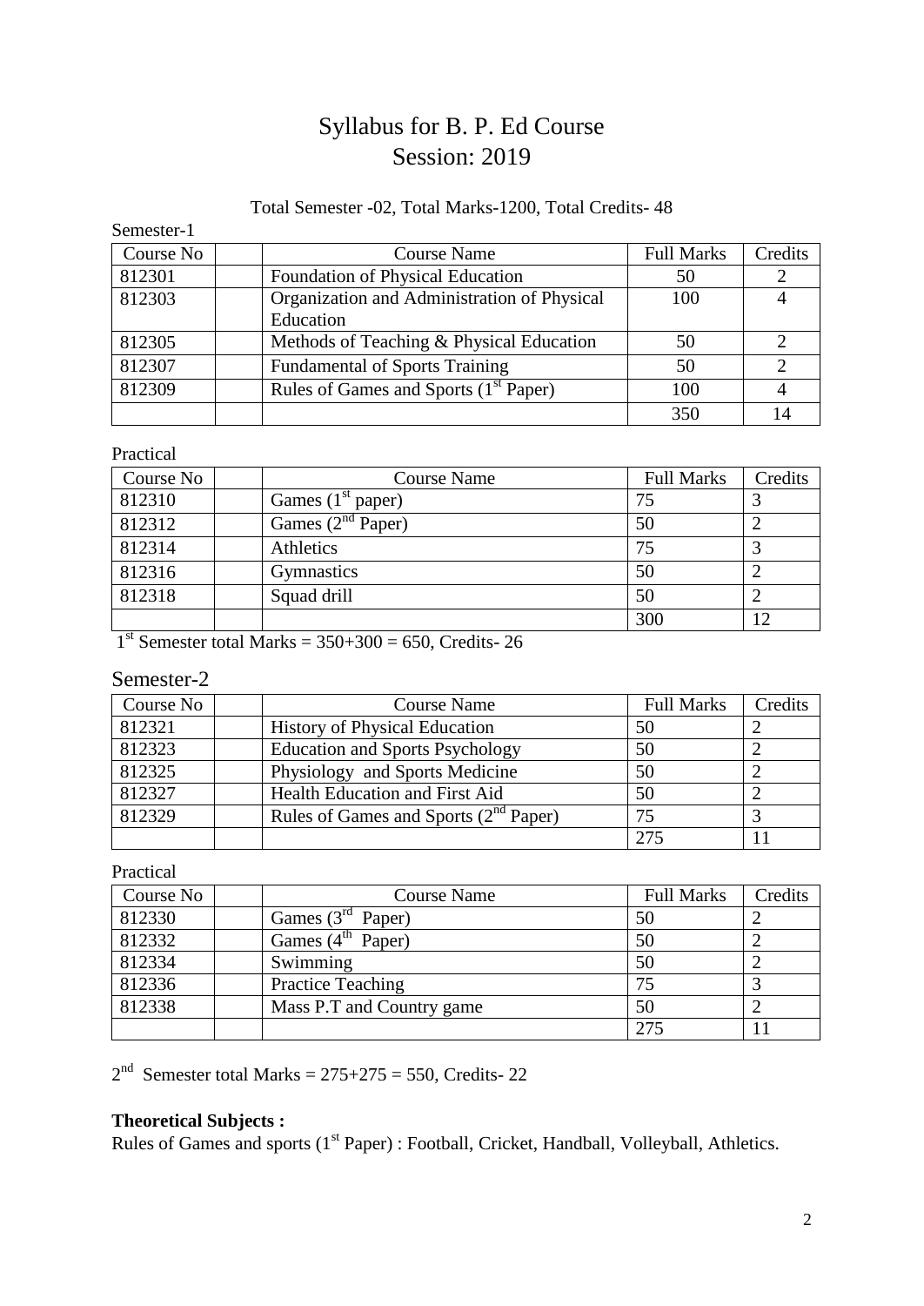# Syllabus for B. P. Ed Course
## Session: 2019

Total Semester -02, Total Marks-1200, Total Credits- 48

Semester-1

| Course No | | Course Name | Full Marks | Credits |
|---|---|---|---|---|
| 812301 | | Foundation of Physical Education | 50 | 2 |
| 812303 | | Organization and Administration of Physical Education | 100 | 4 |
| 812305 | | Methods of Teaching & Physical Education | 50 | 2 |
| 812307 | | Fundamental of Sports Training | 50 | 2 |
| 812309 | | Rules of Games and Sports (1st Paper) | 100 | 4 |
| | | | 350 | 14 |

Practical

| Course No | | Course Name | Full Marks | Credits |
|---|---|---|---|---|
| 812310 | | Games (1st paper) | 75 | 3 |
| 812312 | | Games (2nd Paper) | 50 | 2 |
| 812314 | | Athletics | 75 | 3 |
| 812316 | | Gymnastics | 50 | 2 |
| 812318 | | Squad drill | 50 | 2 |
| | | | 300 | 12 |

1st Semester total Marks = 350+300 = 650, Credits- 26

## Semester-2

| Course No | | Course Name | Full Marks | Credits |
|---|---|---|---|---|
| 812321 | | History of Physical Education | 50 | 2 |
| 812323 | | Education and Sports Psychology | 50 | 2 |
| 812325 | | Physiology and Sports Medicine | 50 | 2 |
| 812327 | | Health Education and First Aid | 50 | 2 |
| 812329 | | Rules of Games and Sports (2nd Paper) | 75 | 3 |
| | | | 275 | 11 |

Practical

| Course No | | Course Name | Full Marks | Credits |
|---|---|---|---|---|
| 812330 | | Games (3rd Paper) | 50 | 2 |
| 812332 | | Games (4th Paper) | 50 | 2 |
| 812334 | | Swimming | 50 | 2 |
| 812336 | | Practice Teaching | 75 | 3 |
| 812338 | | Mass P.T and Country game | 50 | 2 |
| | | | 275 | 11 |

2nd Semester total Marks = 275+275 = 550, Credits- 22

**Theoretical Subjects :**

Rules of Games and sports (1st Paper) : Football, Cricket, Handball, Volleyball, Athletics.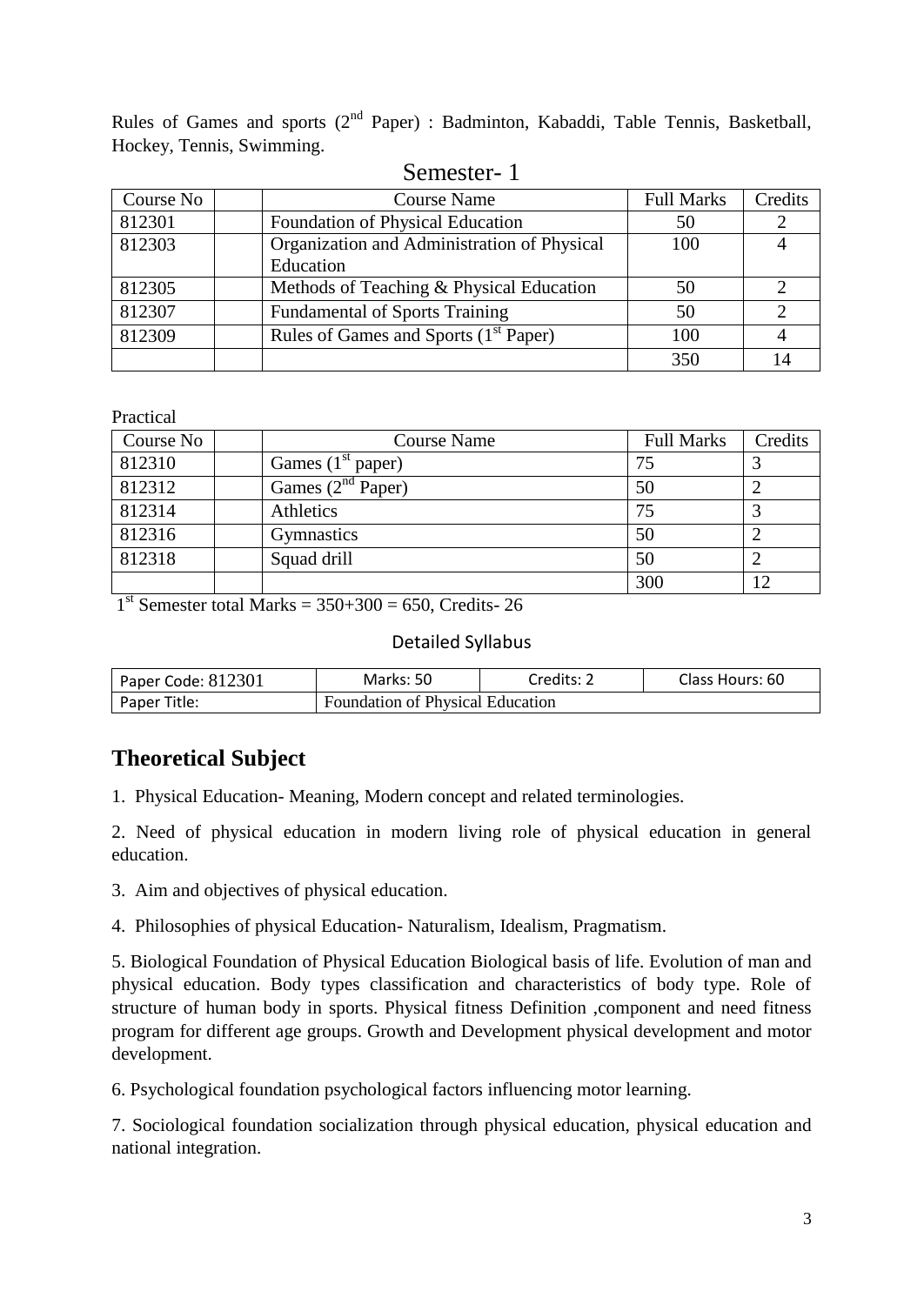Rules of Games and sports (2nd Paper) : Badminton, Kabaddi, Table Tennis, Basketball, Hockey, Tennis, Swimming.

## Semester- 1

| Course No | | Course Name | Full Marks | Credits |
|---|---|---|---|---|
| 812301 | | Foundation of Physical Education | 50 | 2 |
| 812303 | | Organization and Administration of Physical Education | 100 | 4 |
| 812305 | | Methods of Teaching & Physical Education | 50 | 2 |
| 812307 | | Fundamental of Sports Training | 50 | 2 |
| 812309 | | Rules of Games and Sports (1st Paper) | 100 | 4 |
| | | | 350 | 14 |

Practical

| Course No | | Course Name | Full Marks | Credits |
|---|---|---|---|---|
| 812310 | | Games (1st paper) | 75 | 3 |
| 812312 | | Games (2nd Paper) | 50 | 2 |
| 812314 | | Athletics | 75 | 3 |
| 812316 | | Gymnastics | 50 | 2 |
| 812318 | | Squad drill | 50 | 2 |
| | | | 300 | 12 |

1st Semester total Marks = 350+300 = 650, Credits- 26

### Detailed Syllabus

| Paper Code: 812301 | Marks: 50 | Credits: 2 | Class Hours: 60 |
|---|---|---|---|
| Paper Title: | Foundation of Physical Education | | |

## Theoretical Subject

1. Physical Education- Meaning, Modern concept and related terminologies.

2. Need of physical education in modern living role of physical education in general education.

3. Aim and objectives of physical education.

4. Philosophies of physical Education- Naturalism, Idealism, Pragmatism.

5. Biological Foundation of Physical Education Biological basis of life. Evolution of man and physical education. Body types classification and characteristics of body type. Role of structure of human body in sports. Physical fitness Definition ,component and need fitness program for different age groups. Growth and Development physical development and motor development.

6. Psychological foundation psychological factors influencing motor learning.

7. Sociological foundation socialization through physical education, physical education and national integration.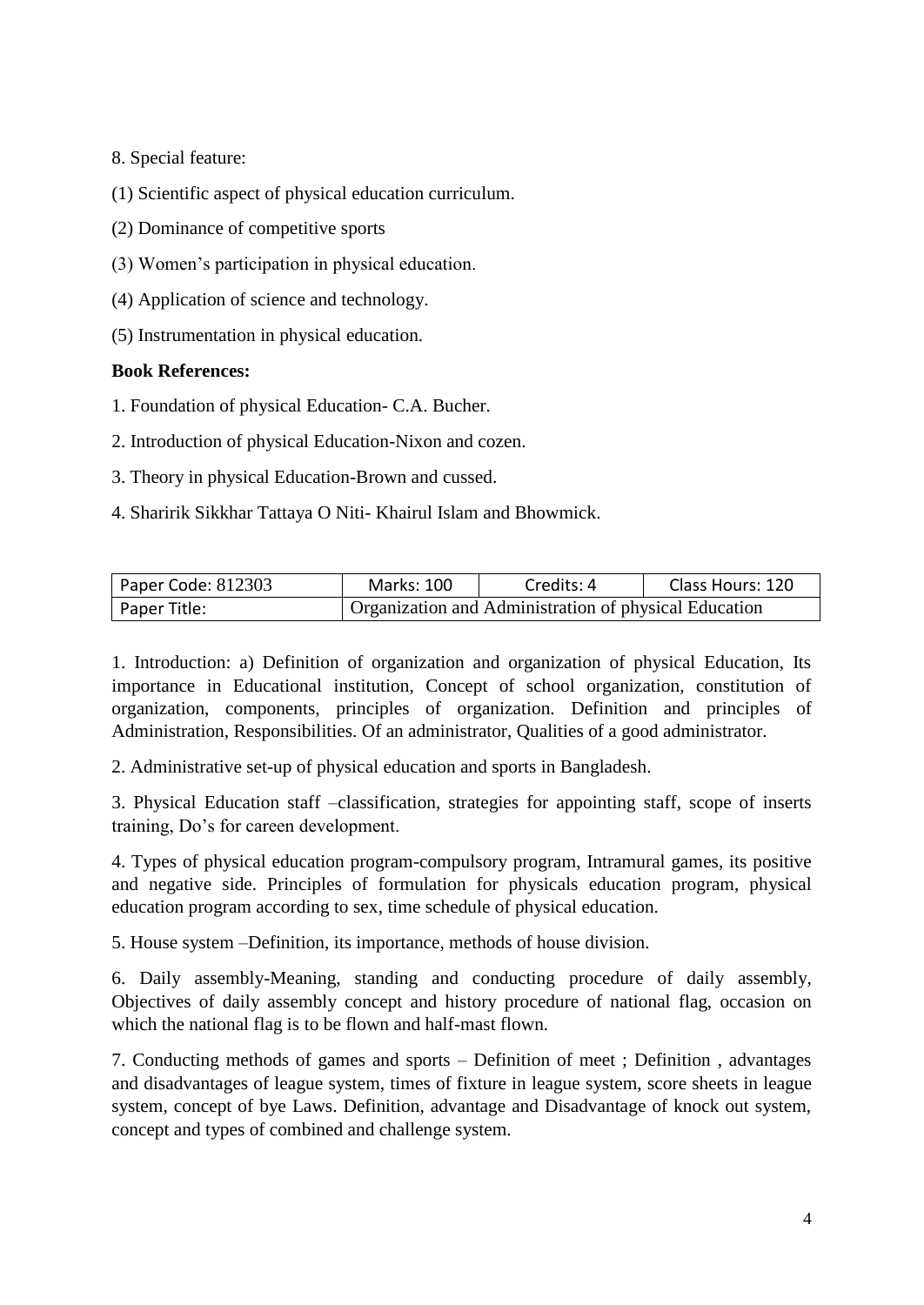8. Special feature:

(1) Scientific aspect of physical education curriculum.

(2) Dominance of competitive sports

(3) Women's participation in physical education.

(4) Application of science and technology.

(5) Instrumentation in physical education.

**Book References:**

1. Foundation of physical Education- C.A. Bucher.

2. Introduction of physical Education-Nixon and cozen.

3. Theory in physical Education-Brown and cussed.

4. Sharirik Sikkhar Tattaya O Niti- Khairul Islam and Bhowmick.

| Paper Code: 812303 | Marks: 100 | Credits: 4 | Class Hours: 120 |
|---|---|---|---|
| Paper Title: | Organization and Administration of physical Education | | |

1. Introduction: a) Definition of organization and organization of physical Education, Its importance in Educational institution, Concept of school organization, constitution of organization, components, principles of organization. Definition and principles of Administration, Responsibilities. Of an administrator, Qualities of a good administrator.

2. Administrative set-up of physical education and sports in Bangladesh.

3. Physical Education staff –classification, strategies for appointing staff, scope of inserts training, Do's for careen development.

4. Types of physical education program-compulsory program, Intramural games, its positive and negative side. Principles of formulation for physicals education program, physical education program according to sex, time schedule of physical education.

5. House system –Definition, its importance, methods of house division.

6. Daily assembly-Meaning, standing and conducting procedure of daily assembly, Objectives of daily assembly concept and history procedure of national flag, occasion on which the national flag is to be flown and half-mast flown.

7. Conducting methods of games and sports – Definition of meet ; Definition , advantages and disadvantages of league system, times of fixture in league system, score sheets in league system, concept of bye Laws. Definition, advantage and Disadvantage of knock out system, concept and types of combined and challenge system.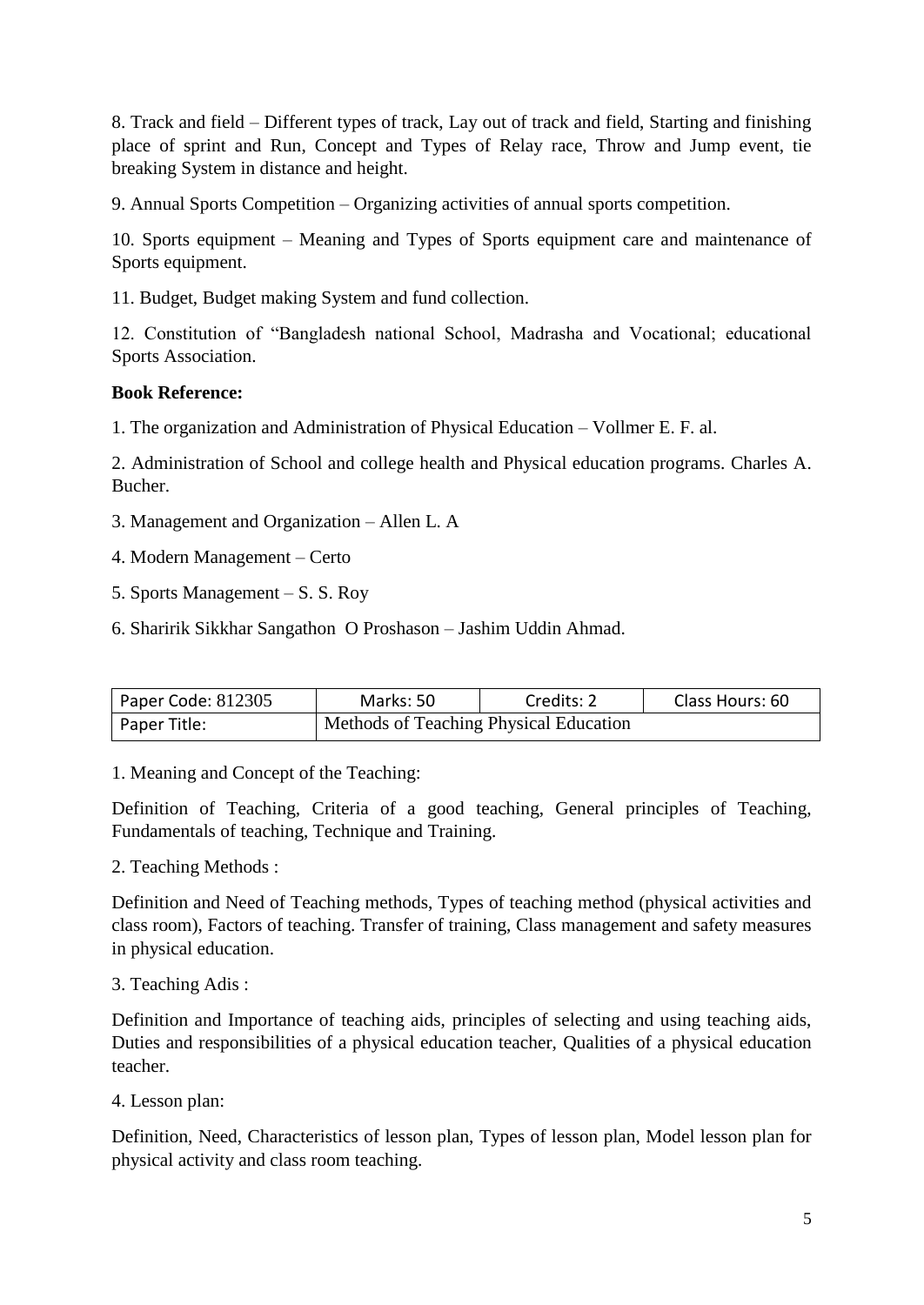8. Track and field – Different types of track, Lay out of track and field, Starting and finishing place of sprint and Run, Concept and Types of Relay race, Throw and Jump event, tie breaking System in distance and height.

9. Annual Sports Competition – Organizing activities of annual sports competition.

10. Sports equipment – Meaning and Types of Sports equipment care and maintenance of Sports equipment.

11. Budget, Budget making System and fund collection.

12. Constitution of "Bangladesh national School, Madrasha and Vocational; educational Sports Association.

**Book Reference:**

1. The organization and Administration of Physical Education – Vollmer E. F. al.

2. Administration of School and college health and Physical education programs. Charles A. Bucher.

3. Management and Organization – Allen L. A

4. Modern Management – Certo

5. Sports Management – S. S. Roy

6. Saririk Sikkhar Sangathon O Proshason – Jashim Uddin Ahmad.

| Paper Code: 812305 | Marks: 50 | Credits: 2 | Class Hours: 60 |
|---|---|---|---|
| Paper Title: | Methods of Teaching Physical Education | | |

1. Meaning and Concept of the Teaching:

Definition of Teaching, Criteria of a good teaching, General principles of Teaching, Fundamentals of teaching, Technique and Training.

2. Teaching Methods :

Definition and Need of Teaching methods, Types of teaching method (physical activities and class room), Factors of teaching. Transfer of training, Class management and safety measures in physical education.

3. Teaching Adis :

Definition and Importance of teaching aids, principles of selecting and using teaching aids, Duties and responsibilities of a physical education teacher, Qualities of a physical education teacher.

4. Lesson plan:

Definition, Need, Characteristics of lesson plan, Types of lesson plan, Model lesson plan for physical activity and class room teaching.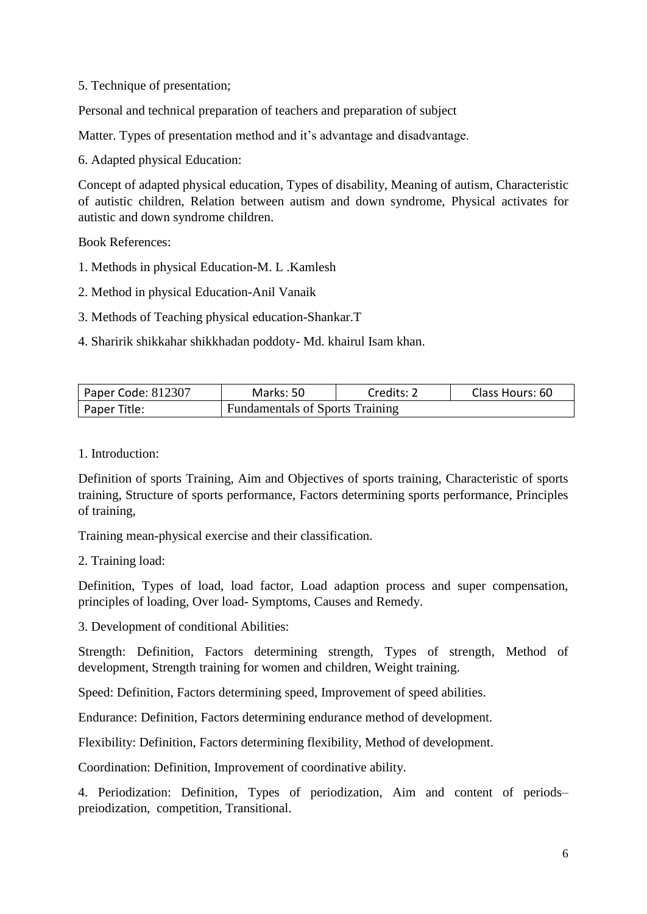5. Technique of presentation;

Personal and technical preparation of teachers and preparation of subject

Matter. Types of presentation method and it's advantage and disadvantage.

6. Adapted physical Education:

Concept of adapted physical education, Types of disability, Meaning of autism, Characteristic of autistic children, Relation between autism and down syndrome, Physical activates for autistic and down syndrome children.

Book References:

1. Methods in physical Education-M. L .Kamlesh
2. Method in physical Education-Anil Vanaik
3. Methods of Teaching physical education-Shankar.T
4. Shraririk shikkahar shikkhadan poddoty- Md. khairul Isam khan.

| Paper Code: 812307 | Marks: 50 | Credits: 2 | Class Hours: 60 |
|---|---|---|---|
| Paper Title: | Fundamentals of Sports Training | | |

1. Introduction:

Definition of sports Training, Aim and Objectives of sports training, Characteristic of sports training, Structure of sports performance, Factors determining sports performance, Principles of training,

Training mean-physical exercise and their classification.

2. Training load:

Definition, Types of load, load factor, Load adaption process and super compensation, principles of loading, Over load- Symptoms, Causes and Remedy.

3. Development of conditional Abilities:

Strength: Definition, Factors determining strength, Types of strength, Method of development, Strength training for women and children, Weight training.

Speed: Definition, Factors determining speed, Improvement of speed abilities.

Endurance: Definition, Factors determining endurance method of development.

Flexibility: Definition, Factors determining flexibility, Method of development.

Coordination: Definition, Improvement of coordinative ability.

4. Periodization: Definition, Types of periodization, Aim and content of periods– preiodization, competition, Transitional.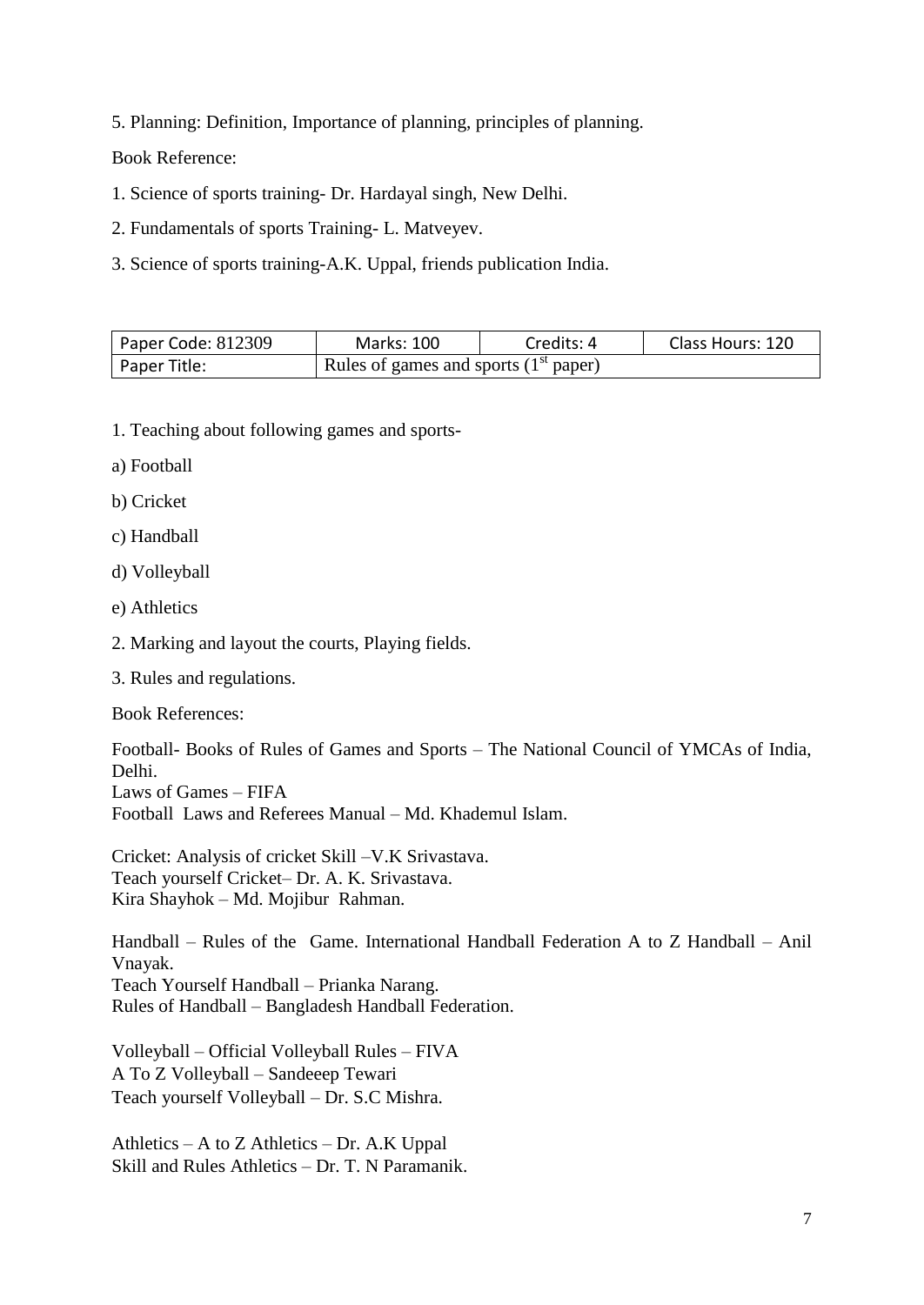5. Planning: Definition, Importance of planning, principles of planning.

Book Reference:

1. Science of sports training- Dr. Hardayal singh, New Delhi.

2. Fundamentals of sports Training- L. Matveyev.

3. Science of sports training-A.K. Uppal, friends publication India.

| Paper Code: 812309 | Marks: 100 | Credits: 4 | Class Hours: 120 |
|---|---|---|---|
| Paper Title: | Rules of games and sports (1st paper) | | |

1. Teaching about following games and sports-

a) Football

b) Cricket

c) Handball

d) Volleyball

e) Athletics

2. Marking and layout the courts, Playing fields.

3. Rules and regulations.

Book References:

Football- Books of Rules of Games and Sports – The National Council of YMCAs of India, Delhi.
Laws of Games – FIFA
Football Laws and Referees Manual – Md. Khademul Islam.

Cricket: Analysis of cricket Skill –V.K Srivastava.
Teach yourself Cricket– Dr. A. K. Srivastava.
Kira Shayhok – Md. Mojibur Rahman.

Handball – Rules of the Game. International Handball Federation A to Z Handball – Anil Vnayak.
Teach Yourself Handball – Prianka Narang.
Rules of Handball – Bangladesh Handball Federation.

Volleyball – Official Volleyball Rules – FIVA
A To Z Volleyball – Sandeeep Tewari
Teach yourself Volleyball – Dr. S.C Mishra.

Athletics – A to Z Athletics – Dr. A.K Uppal
Skill and Rules Athletics – Dr. T. N Paramanik.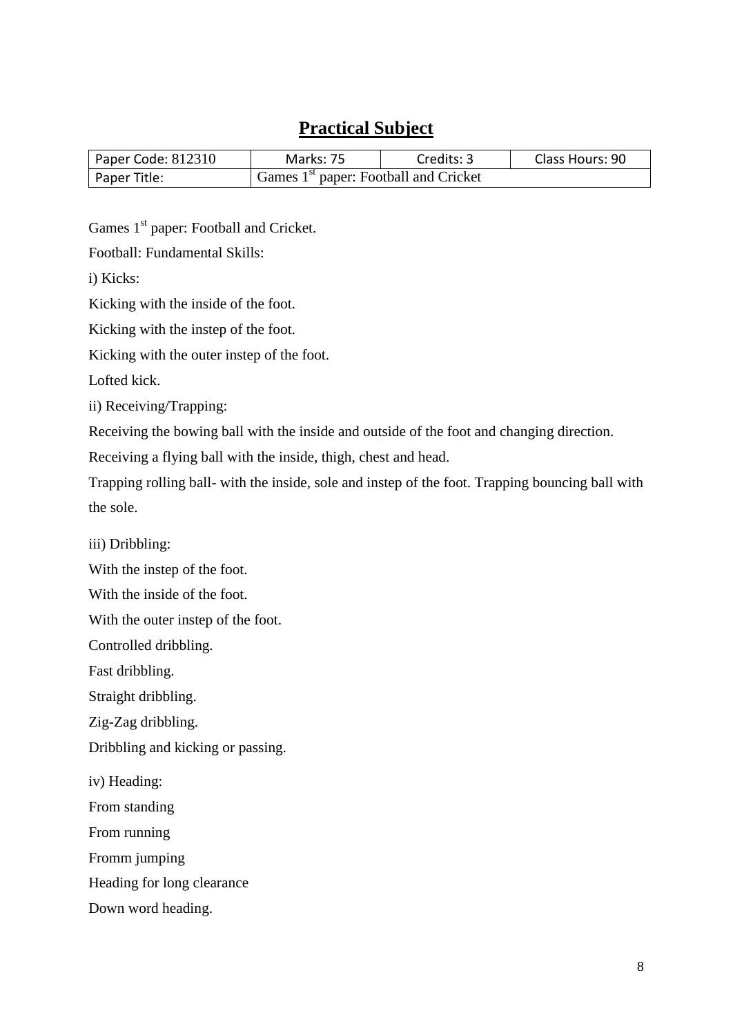# Practical Subject

| Paper Code: 812310 | Marks: 75 | Credits: 3 | Class Hours: 90 |
|---|---|---|---|
| Paper Title: | Games 1st paper: Football and Cricket | | |

Games 1st paper: Football and Cricket.

Football: Fundamental Skills:

i) Kicks:

Kicking with the inside of the foot.

Kicking with the instep of the foot.

Kicking with the outer instep of the foot.

Lofted kick.

ii) Receiving/Trapping:

Receiving the bowing ball with the inside and outside of the foot and changing direction.

Receiving a flying ball with the inside, thigh, chest and head.

Trapping rolling ball- with the inside, sole and instep of the foot. Trapping bouncing ball with the sole.

iii) Dribbling:

With the instep of the foot.

With the inside of the foot.

With the outer instep of the foot.

Controlled dribbling.

Fast dribbling.

Straight dribbling.

Zig-Zag dribbling.

Dribbling and kicking or passing.

iv) Heading:

From standing

From running

Fromm jumping

Heading for long clearance

Down word heading.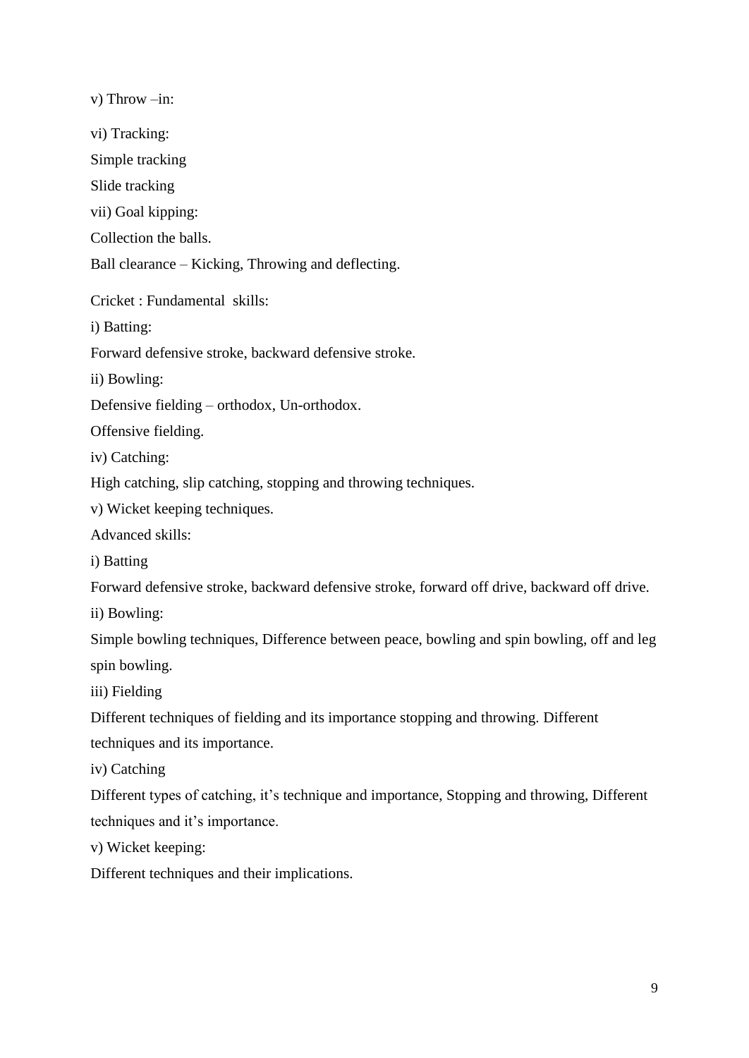v) Throw –in:

vi) Tracking:

Simple tracking

Slide tracking

vii) Goal kipping:

Collection the balls.

Ball clearance – Kicking, Throwing and deflecting.

Cricket : Fundamental skills:

i) Batting:

Forward defensive stroke, backward defensive stroke.

ii) Bowling:

Defensive fielding – orthodox, Un-orthodox.

Offensive fielding.

iv) Catching:

High catching, slip catching, stopping and throwing techniques.

v) Wicket keeping techniques.

Advanced skills:

i) Batting

Forward defensive stroke, backward defensive stroke, forward off drive, backward off drive.

ii) Bowling:

Simple bowling techniques, Difference between peace, bowling and spin bowling, off and leg spin bowling.

iii) Fielding

Different techniques of fielding and its importance stopping and throwing. Different techniques and its importance.

iv) Catching

Different types of catching, it's technique and importance, Stopping and throwing, Different techniques and it's importance.

v) Wicket keeping:

Different techniques and their implications.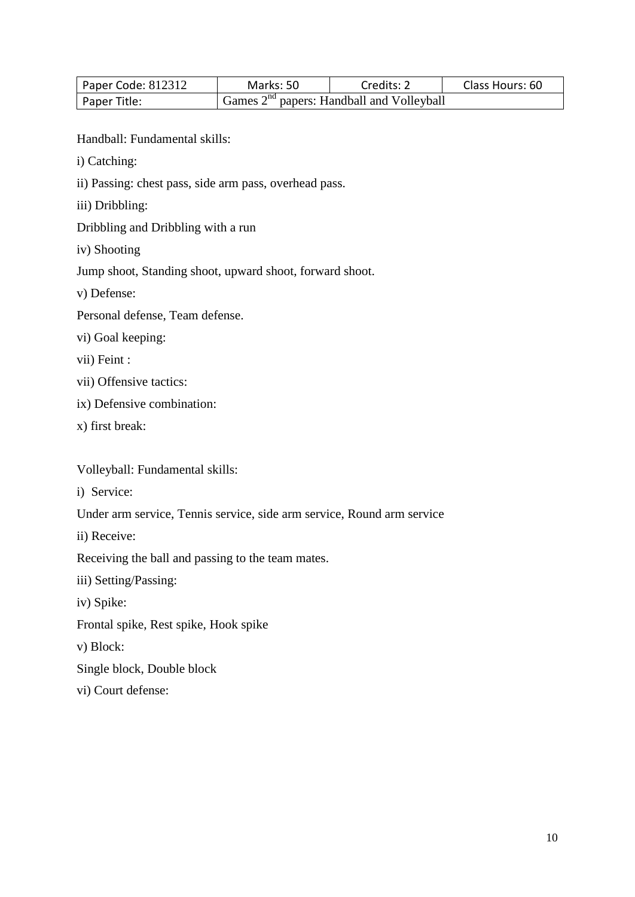| Paper Code: 812312 | Marks: 50 | Credits: 2 | Class Hours: 60 |
|---|---|---|---|
| Paper Title: | Games 2nd papers: Handball and Volleyball | | |

Handball: Fundamental skills:

i) Catching:

ii) Passing: chest pass, side arm pass, overhead pass.

iii) Dribbling:

Dribbling and Dribbling with a run

iv) Shooting

Jump shoot, Standing shoot, upward shoot, forward shoot.

v) Defense:

Personal defense, Team defense.

vi) Goal keeping:

vii) Feint :

vii) Offensive tactics:

ix) Defensive combination:

x) first break:

Volleyball: Fundamental skills:

i) Service:

Under arm service, Tennis service, side arm service, Round arm service

ii) Receive:

Receiving the ball and passing to the team mates.

iii) Setting/Passing:

iv) Spike:

Frontal spike, Rest spike, Hook spike

v) Block:

Single block, Double block

vi) Court defense: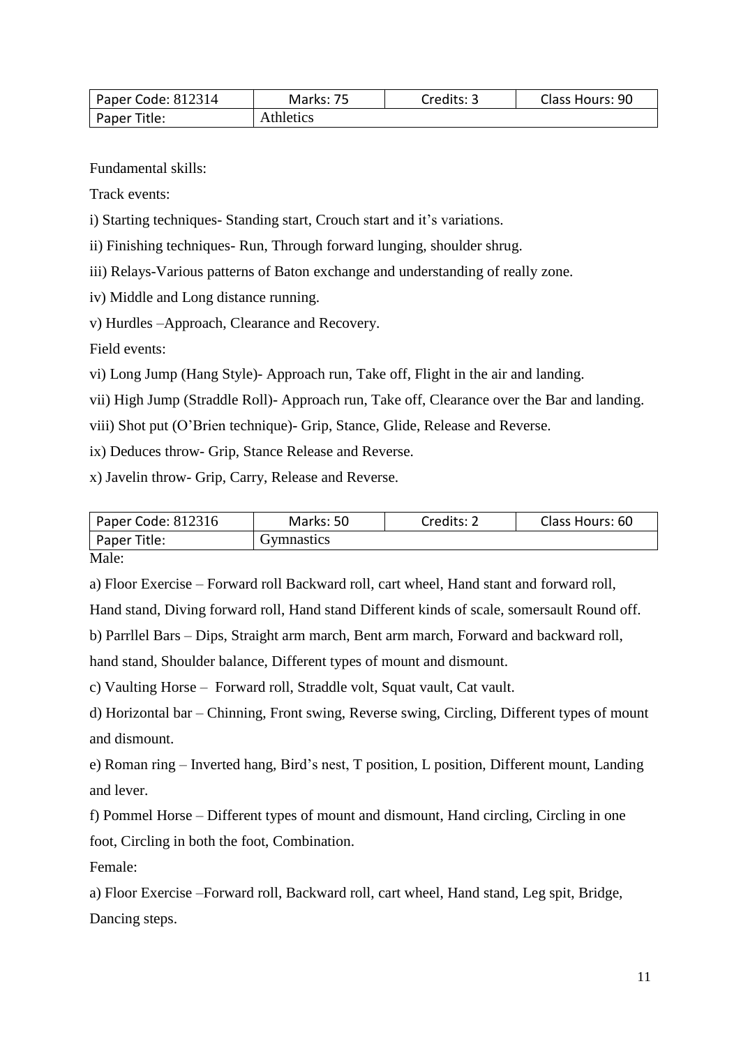| Paper Code: 812314 | Marks: 75 | Credits: 3 | Class Hours: 90 |
|---|---|---|---|
| Paper Title: | Athletics | | |

Fundamental skills:

Track events:

i) Starting techniques- Standing start, Crouch start and it's variations.

ii) Finishing techniques- Run, Through forward lunging, shoulder shrug.

iii) Relays-Various patterns of Baton exchange and understanding of really zone.

iv) Middle and Long distance running.

v) Hurdles –Approach, Clearance and Recovery.

Field events:

vi) Long Jump (Hang Style)- Approach run, Take off, Flight in the air and landing.

vii) High Jump (Straddle Roll)- Approach run, Take off, Clearance over the Bar and landing.

viii) Shot put (O'Brien technique)- Grip, Stance, Glide, Release and Reverse.

ix) Deduces throw- Grip, Stance Release and Reverse.

x) Javelin throw- Grip, Carry, Release and Reverse.

| Paper Code: 812316 | Marks: 50 | Credits: 2 | Class Hours: 60 |
|---|---|---|---|
| Paper Title: | Gymnastics | | |

Male:

a) Floor Exercise – Forward roll Backward roll, cart wheel, Hand stant and forward roll, Hand stand, Diving forward roll, Hand stand Different kinds of scale, somersault Round off.

b) Parrllel Bars – Dips, Straight arm march, Bent arm march, Forward and backward roll, hand stand, Shoulder balance, Different types of mount and dismount.

c) Vaulting Horse – Forward roll, Straddle volt, Squat vault, Cat vault.

d) Horizontal bar – Chinning, Front swing, Reverse swing, Circling, Different types of mount and dismount.

e) Roman ring – Inverted hang, Bird's nest, T position, L position, Different mount, Landing and lever.

f) Pommel Horse – Different types of mount and dismount, Hand circling, Circling in one foot, Circling in both the foot, Combination.

Female:

a) Floor Exercise –Forward roll, Backward roll, cart wheel, Hand stand, Leg spit, Bridge, Dancing steps.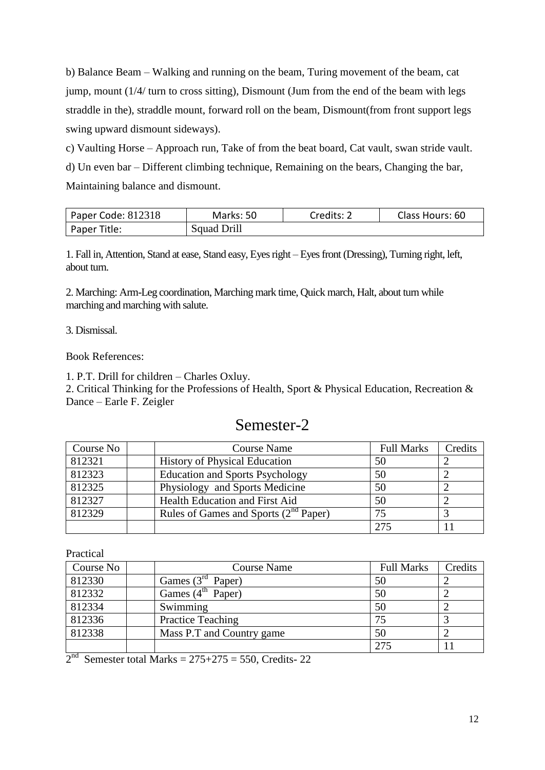b) Balance Beam – Walking and running on the beam, Turing movement of the beam, cat jump, mount (1/4/ turn to cross sitting), Dismount (Jum from the end of the beam with legs straddle in the), straddle mount, forward roll on the beam, Dismount(from front support legs swing upward dismount sideways).

c) Vaulting Horse – Approach run, Take of from the beat board, Cat vault, swan stride vault.

d) Un even bar – Different climbing technique, Remaining on the bears, Changing the bar, Maintaining balance and dismount.

| Paper Code: 812318 | Marks: 50 | Credits: 2 | Class Hours: 60 |
|---|---|---|---|
| Paper Title: | Squad Drill | | |

1. Fall in, Attention, Stand at ease, Stand easy, Eyes right – Eyes front (Dressing), Turning right, left, about turn.

2. Marching: Arm-Leg coordination, Marching mark time, Quick march, Halt, about turn while marching and marching with salute.

3. Dismissal.

Book References:

1. P.T. Drill for children – Charles Oxluy.
2. Critical Thinking for the Professions of Health, Sport & Physical Education, Recreation & Dance – Earle F. Zeigler

# Semester-2

| Course No | | Course Name | Full Marks | Credits |
|---|---|---|---|---|
| 812321 | | History of Physical Education | 50 | 2 |
| 812323 | | Education and Sports Psychology | 50 | 2 |
| 812325 | | Physiology and Sports Medicine | 50 | 2 |
| 812327 | | Health Education and First Aid | 50 | 2 |
| 812329 | | Rules of Games and Sports (2nd Paper) | 75 | 3 |
| | | | 275 | 11 |

Practical

| Course No | | Course Name | Full Marks | Credits |
|---|---|---|---|---|
| 812330 | | Games (3rd Paper) | 50 | 2 |
| 812332 | | Games (4th Paper) | 50 | 2 |
| 812334 | | Swimming | 50 | 2 |
| 812336 | | Practice Teaching | 75 | 3 |
| 812338 | | Mass P.T and Country game | 50 | 2 |
| | | | 275 | 11 |

2nd Semester total Marks = 275+275 = 550, Credits- 22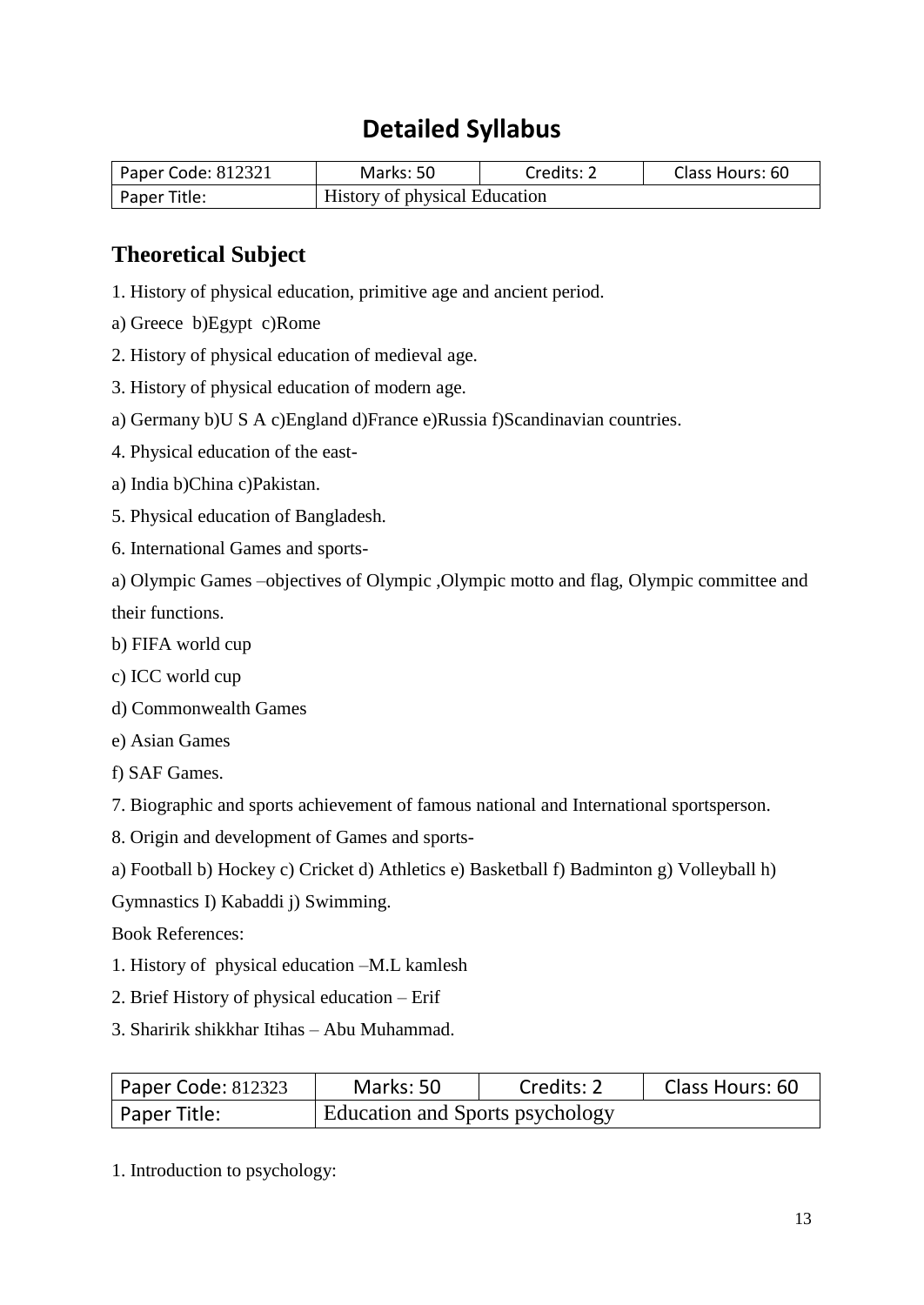# Detailed Syllabus

| Paper Code: 812321 | Marks: 50 | Credits: 2 | Class Hours: 60 |
|---|---|---|---|
| Paper Title: | History of physical Education | | |

## Theoretical Subject

1. History of physical education, primitive age and ancient period.

a) Greece b)Egypt c)Rome

2. History of physical education of medieval age.

3. History of physical education of modern age.

a) Germany b)U S A c)England d)France e)Russia f)Scandinavian countries.

4. Physical education of the east-

a) India b)China c)Pakistan.

5. Physical education of Bangladesh.

6. International Games and sports-

a) Olympic Games –objectives of Olympic ,Olympic motto and flag, Olympic committee and their functions.

b) FIFA world cup

c) ICC world cup

d) Commonwealth Games

e) Asian Games

f) SAF Games.

7. Biographic and sports achievement of famous national and International sportsperson.

8. Origin and development of Games and sports-

a) Football b) Hockey c) Cricket d) Athletics e) Basketball f) Badminton g) Volleyball h) Gymnastics I) Kabaddi j) Swimming.

Book References:

1. History of physical education –M.L kamlesh
2. Brief History of physical education – Erif
3. Sharirik shikkhar Itihas – Abu Muhammad.

| Paper Code: 812323 | Marks: 50 | Credits: 2 | Class Hours: 60 |
|---|---|---|---|
| Paper Title: | Education and Sports psychology | | |

1. Introduction to psychology: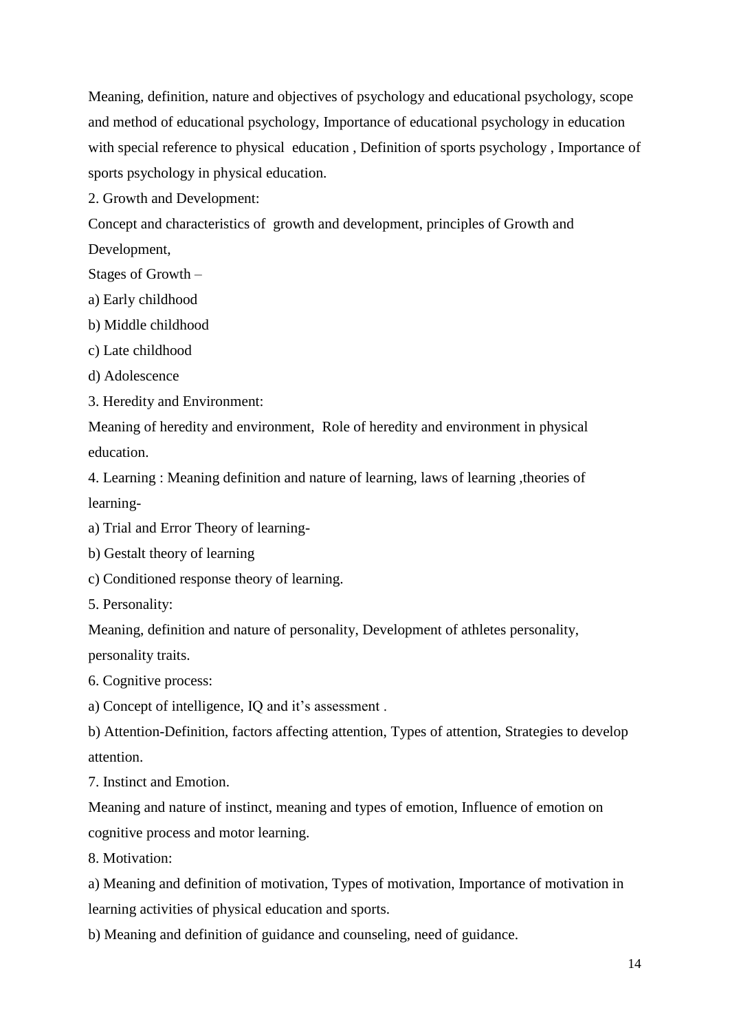Meaning, definition, nature and objectives of psychology and educational psychology, scope and method of educational psychology, Importance of educational psychology in education with special reference to physical education , Definition of sports psychology , Importance of sports psychology in physical education.

2. Growth and Development:

Concept and characteristics of growth and development, principles of Growth and Development,

Stages of Growth –

a) Early childhood

b) Middle childhood

c) Late childhood

d) Adolescence

3. Heredity and Environment:

Meaning of heredity and environment, Role of heredity and environment in physical education.

4. Learning : Meaning definition and nature of learning, laws of learning ,theories of learning-

a) Trial and Error Theory of learning-

b) Gestalt theory of learning

c) Conditioned response theory of learning.

5. Personality:

Meaning, definition and nature of personality, Development of athletes personality, personality traits.

6. Cognitive process:

a) Concept of intelligence, IQ and it's assessment .

b) Attention-Definition, factors affecting attention, Types of attention, Strategies to develop attention.

7. Instinct and Emotion.

Meaning and nature of instinct, meaning and types of emotion, Influence of emotion on cognitive process and motor learning.

8. Motivation:

a) Meaning and definition of motivation, Types of motivation, Importance of motivation in learning activities of physical education and sports.

b) Meaning and definition of guidance and counseling, need of guidance.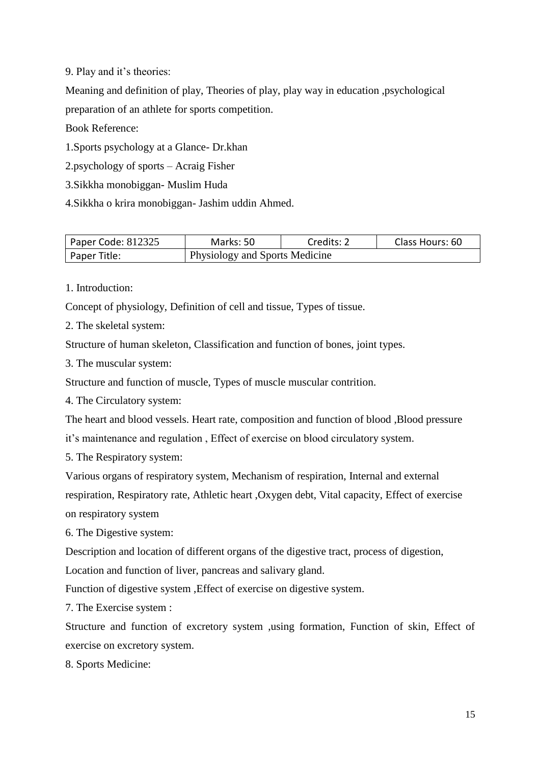9. Play and it's theories:

Meaning and definition of play, Theories of play, play way in education ,psychological preparation of an athlete for sports competition.

Book Reference:

1.Sports psychology at a Glance- Dr.khan

2.psychology of sports – Acraig Fisher

3.Sikkha monobiggan- Muslim Huda

4.Sikkha o krira monobiggan- Jashim uddin Ahmed.

| Paper Code: 812325 | Marks: 50 | Credits: 2 | Class Hours: 60 |
|---|---|---|---|
| Paper Title: | Physiology and Sports Medicine | | |

1. Introduction:

Concept of physiology, Definition of cell and tissue, Types of tissue.

2. The skeletal system:

Structure of human skeleton, Classification and function of bones, joint types.

3. The muscular system:

Structure and function of muscle, Types of muscle muscular contrition.

4. The Circulatory system:

The heart and blood vessels. Heart rate, composition and function of blood ,Blood pressure it's maintenance and regulation , Effect of exercise on blood circulatory system.

5. The Respiratory system:

Various organs of respiratory system, Mechanism of respiration, Internal and external respiration, Respiratory rate, Athletic heart ,Oxygen debt, Vital capacity, Effect of exercise on respiratory system

6. The Digestive system:

Description and location of different organs of the digestive tract, process of digestion, Location and function of liver, pancreas and salivary gland.

Function of digestive system ,Effect of exercise on digestive system.

7. The Exercise system :

Structure and function of excretory system ,using formation, Function of skin, Effect of exercise on excretory system.

8. Sports Medicine: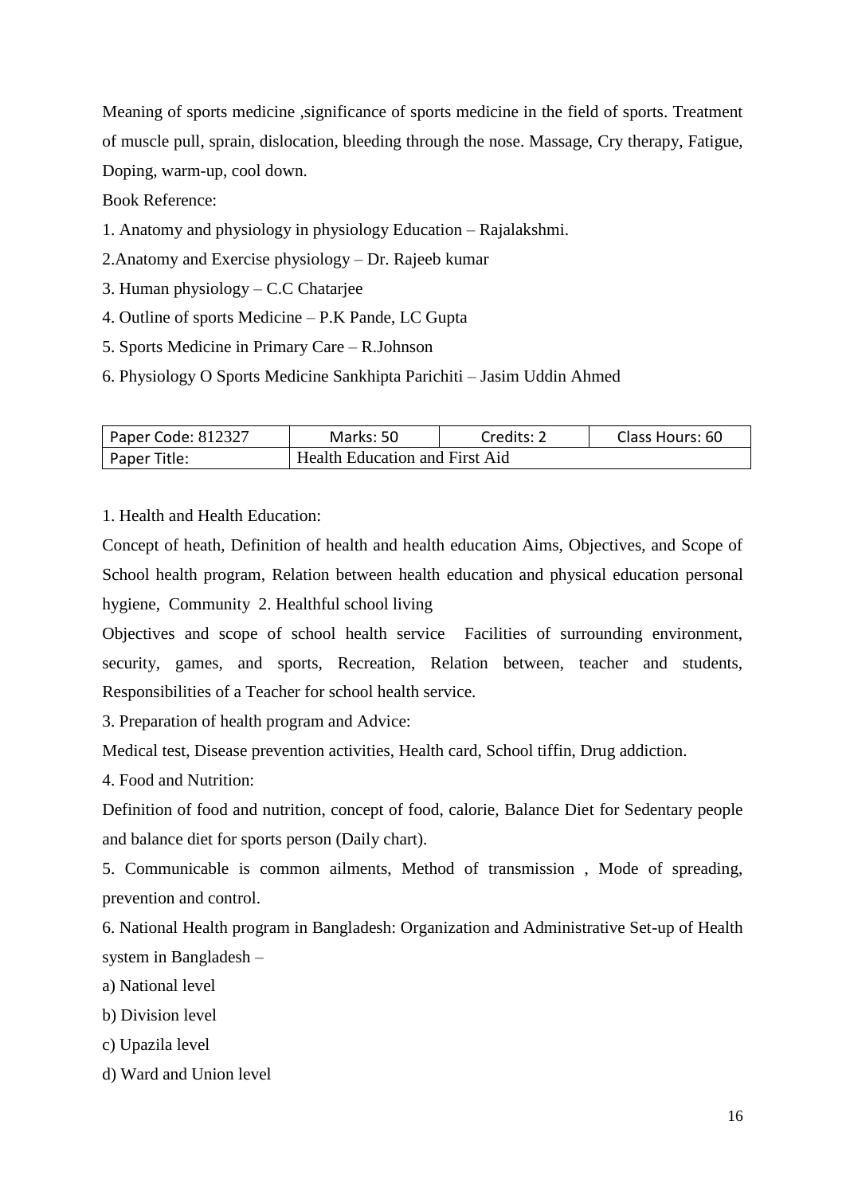Meaning of sports medicine ,significance of sports medicine in the field of sports. Treatment of muscle pull, sprain, dislocation, bleeding through the nose. Massage, Cry therapy, Fatigue, Doping, warm-up, cool down.

Book Reference:

1. Anatomy and physiology in physiology Education – Rajalakshmi.
2. Anatomy and Exercise physiology – Dr. Rajeeb kumar
3. Human physiology – C.C Chatarjee
4. Outline of sports Medicine – P.K Pande, LC Gupta
5. Sports Medicine in Primary Care – R.Johnson
6. Physiology O Sports Medicine Sankhipta Parichiti – Jasim Uddin Ahmed

| Paper Code: 812327 | Marks: 50 | Credits: 2 | Class Hours: 60 |
|---|---|---|---|
| Paper Title: | Health Education and First Aid | | |

1. Health and Health Education:

Concept of heath, Definition of health and health education Aims, Objectives, and Scope of School health program, Relation between health education and physical education personal hygiene, Community 2. Healthful school living

Objectives and scope of school health service Facilities of surrounding environment, security, games, and sports, Recreation, Relation between, teacher and students, Responsibilities of a Teacher for school health service.

3. Preparation of health program and Advice:

Medical test, Disease prevention activities, Health card, School tiffin, Drug addiction.

4. Food and Nutrition:

Definition of food and nutrition, concept of food, calorie, Balance Diet for Sedentary people and balance diet for sports person (Daily chart).

5. Communicable is common ailments, Method of transmission , Mode of spreading, prevention and control.

6. National Health program in Bangladesh: Organization and Administrative Set-up of Health system in Bangladesh –

a) National level

b) Division level

c) Upazila level

d) Ward and Union level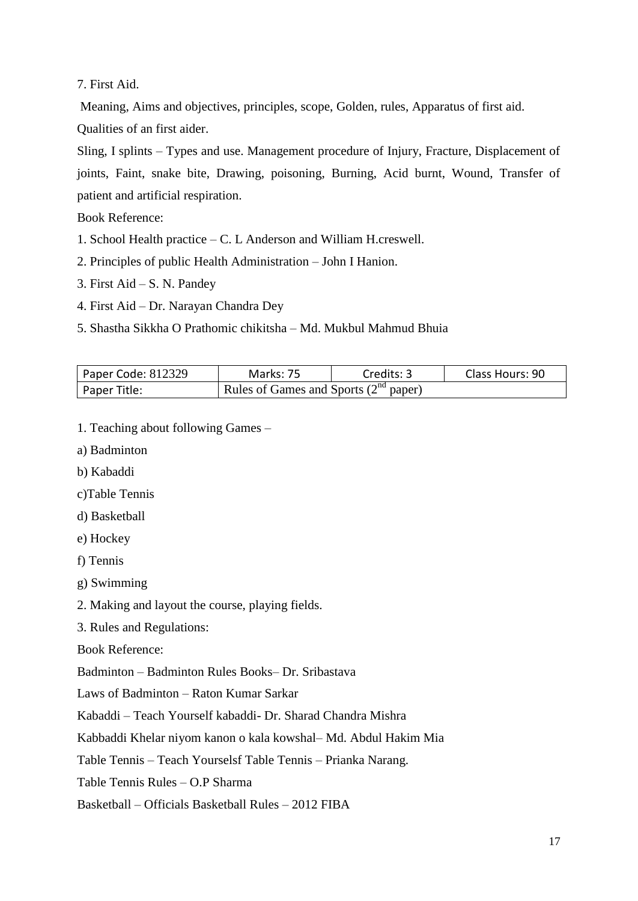7. First Aid.

Meaning, Aims and objectives, principles, scope, Golden, rules, Apparatus of first aid. Qualities of an first aider.

Sling, I splints – Types and use. Management procedure of Injury, Fracture, Displacement of joints, Faint, snake bite, Drawing, poisoning, Burning, Acid burnt, Wound, Transfer of patient and artificial respiration.

Book Reference:

1. School Health practice – C. L Anderson and William H.creswell.
2. Principles of public Health Administration – John I Hanion.
3. First Aid – S. N. Pandey
4. First Aid – Dr. Narayan Chandra Dey
5. Shastha Sikkha O Prathomic chikitsha – Md. Mukbul Mahmud Bhuia

| Paper Code: 812329 | Marks: 75 | Credits: 3 | Class Hours: 90 |
|---|---|---|---|
| Paper Title: | Rules of Games and Sports (2nd paper) | | |

1. Teaching about following Games –

a) Badminton

b) Kabaddi

c)Table Tennis

d) Basketball

e) Hockey

f) Tennis

g) Swimming

2. Making and layout the course, playing fields.

3. Rules and Regulations:

Book Reference:

Badminton – Badminton Rules Books– Dr. Sribastava

Laws of Badminton – Raton Kumar Sarkar

Kabaddi – Teach Yourself kabaddi- Dr. Sharad Chandra Mishra

Kabbaddi Khelar niyom kanon o kala kowshal– Md. Abdul Hakim Mia

Table Tennis – Teach Yourselsf Table Tennis – Prianka Narang.

Table Tennis Rules – O.P Sharma

Basketball – Officials Basketball Rules – 2012 FIBA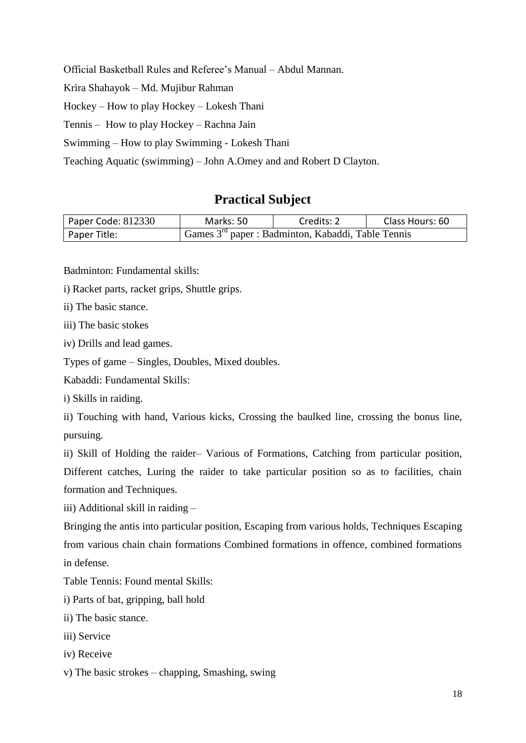Official Basketball Rules and Referee's Manual – Abdul Mannan.

Krira Shahayok – Md. Mujibur Rahman

Hockey – How to play Hockey – Lokesh Thani

Tennis – How to play Hockey – Rachna Jain

Swimming – How to play Swimming - Lokesh Thani

Teaching Aquatic (swimming) – John A.Omey and and Robert D Clayton.

## Practical Subject

| Paper Code: 812330 | Marks: 50 | Credits: 2 | Class Hours: 60 |
|---|---|---|---|
| Paper Title: | Games 3rd paper : Badminton, Kabaddi, Table Tennis | | |

Badminton: Fundamental skills:

i) Racket parts, racket grips, Shuttle grips.

ii) The basic stance.

iii) The basic stokes

iv) Drills and lead games.

Types of game – Singles, Doubles, Mixed doubles.

Kabaddi: Fundamental Skills:

i) Skills in raiding.

ii) Touching with hand, Various kicks, Crossing the baulked line, crossing the bonus line, pursuing.

ii) Skill of Holding the raider– Various of Formations, Catching from particular position, Different catches, Luring the raider to take particular position so as to facilities, chain formation and Techniques.

iii) Additional skill in raiding –

Bringing the antis into particular position, Escaping from various holds, Techniques Escaping from various chain chain formations Combined formations in offence, combined formations in defense.

Table Tennis: Found mental Skills:

i) Parts of bat, gripping, ball hold

ii) The basic stance.

iii) Service

iv) Receive

v) The basic strokes – chapping, Smashing, swing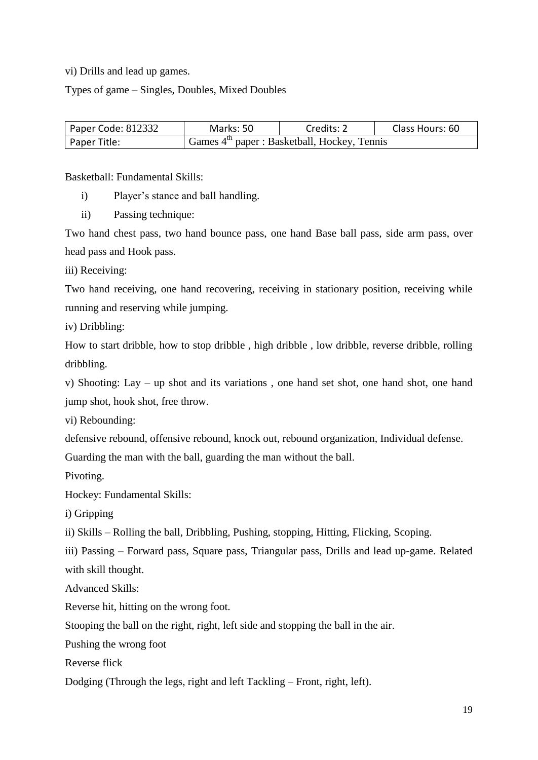vi) Drills and lead up games.

Types of game – Singles, Doubles, Mixed Doubles

| Paper Code: 812332 | Marks: 50 | Credits: 2 | Class Hours: 60 |
|---|---|---|---|
| Paper Title: | Games 4th paper : Basketball, Hockey, Tennis | | |

Basketball: Fundamental Skills:

i) Player's stance and ball handling.

ii) Passing technique:

Two hand chest pass, two hand bounce pass, one hand Base ball pass, side arm pass, over head pass and Hook pass.

iii) Receiving:

Two hand receiving, one hand recovering, receiving in stationary position, receiving while running and reserving while jumping.

iv) Dribbling:

How to start dribble, how to stop dribble , high dribble , low dribble, reverse dribble, rolling dribbling.

v) Shooting: Lay – up shot and its variations , one hand set shot, one hand shot, one hand jump shot, hook shot, free throw.

vi) Rebounding:

defensive rebound, offensive rebound, knock out, rebound organization, Individual defense.

Guarding the man with the ball, guarding the man without the ball.

Pivoting.

Hockey: Fundamental Skills:

i) Gripping

ii) Skills – Rolling the ball, Dribbling, Pushing, stopping, Hitting, Flicking, Scoping.

iii) Passing – Forward pass, Square pass, Triangular pass, Drills and lead up-game. Related with skill thought.

Advanced Skills:

Reverse hit, hitting on the wrong foot.

Stooping the ball on the right, right, left side and stopping the ball in the air.

Pushing the wrong foot

Reverse flick

Dodging (Through the legs, right and left Tackling – Front, right, left).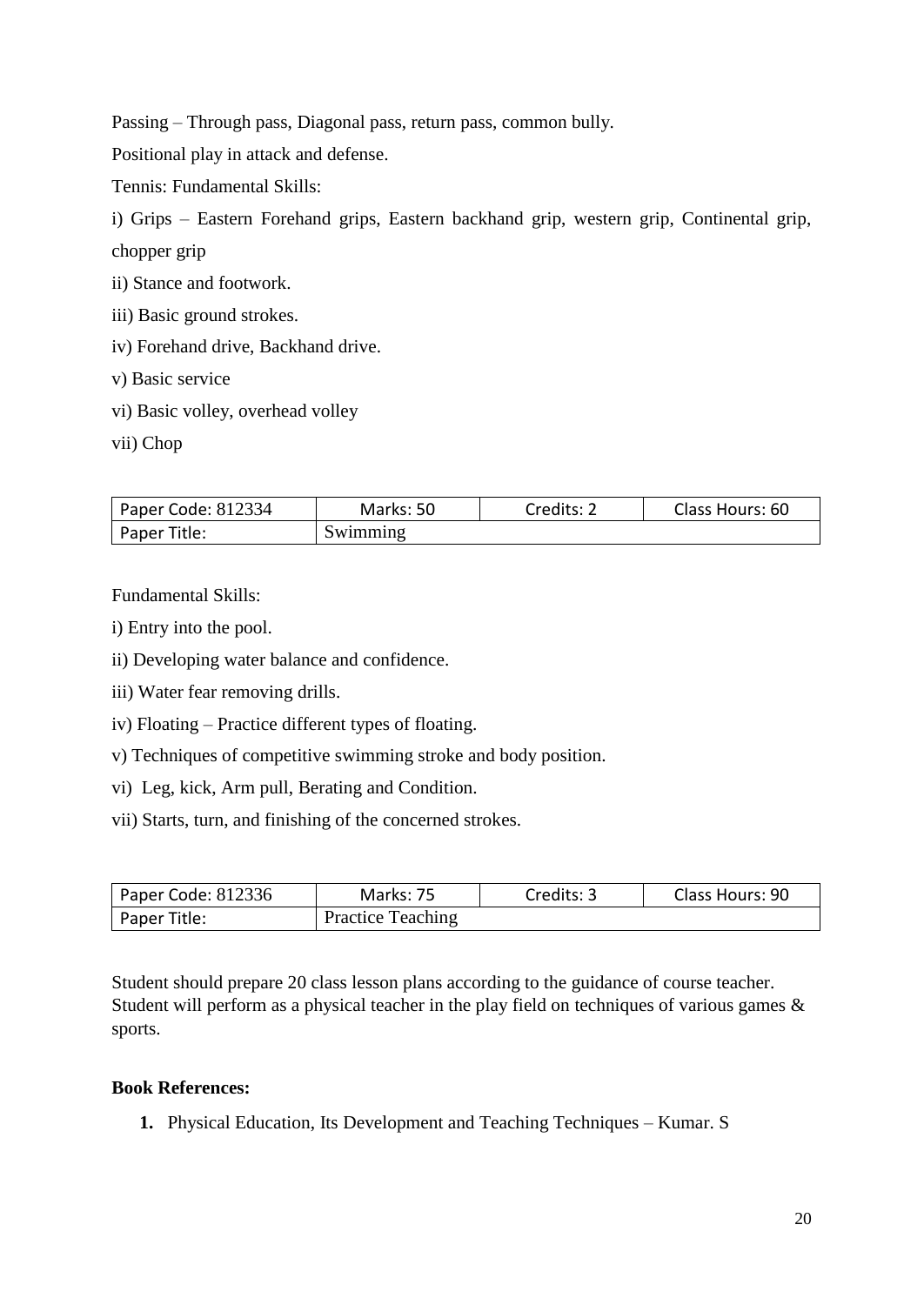Passing – Through pass, Diagonal pass, return pass, common bully.

Positional play in attack and defense.

Tennis: Fundamental Skills:

i) Grips – Eastern Forehand grips, Eastern backhand grip, western grip, Continental grip, chopper grip

ii) Stance and footwork.

iii) Basic ground strokes.

iv) Forehand drive, Backhand drive.

v) Basic service

vi) Basic volley, overhead volley

vii) Chop

| Paper Code: 812334 | Marks: 50 | Credits: 2 | Class Hours: 60 |
|---|---|---|---|
| Paper Title: | Swimming | | |

Fundamental Skills:

i) Entry into the pool.

ii) Developing water balance and confidence.

iii) Water fear removing drills.

iv) Floating – Practice different types of floating.

v) Techniques of competitive swimming stroke and body position.

vi) Leg, kick, Arm pull, Berating and Condition.

vii) Starts, turn, and finishing of the concerned strokes.

| Paper Code: 812336 | Marks: 75 | Credits: 3 | Class Hours: 90 |
|---|---|---|---|
| Paper Title: | Practice Teaching | | |

Student should prepare 20 class lesson plans according to the guidance of course teacher. Student will perform as a physical teacher in the play field on techniques of various games & sports.

**Book References:**

1. Physical Education, Its Development and Teaching Techniques – Kumar. S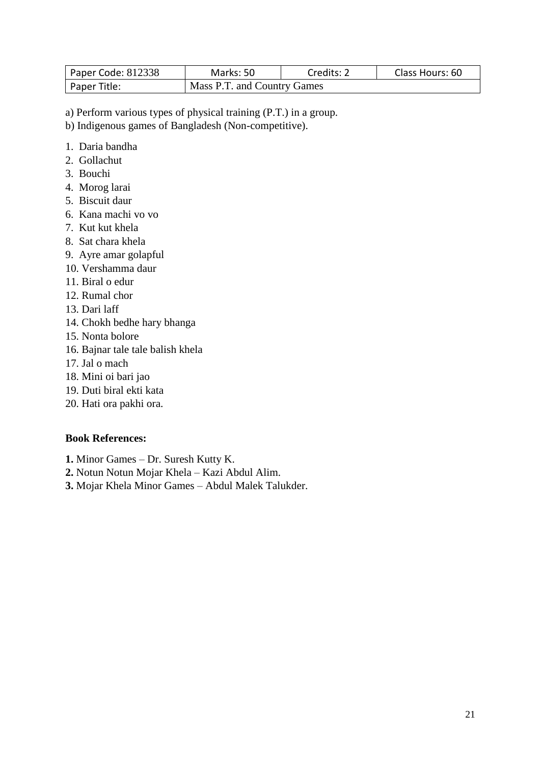| Paper Code: 812338 | Marks: 50 | Credits: 2 | Class Hours: 60 |
|---|---|---|---|
| Paper Title: | Mass P.T. and Country Games | | |

a) Perform various types of physical training (P.T.) in a group.
b) Indigenous games of Bangladesh (Non-competitive).

1. Daria bandha
2. Gollachut
3. Bouchi
4. Morog larai
5. Biscuit daur
6. Kana machi vo vo
7. Kut kut khela
8. Sat chara khela
9. Ayre amar golapful
10. Vershamma daur
11. Biral o edur
12. Rumal chor
13. Dari laff
14. Chokh bedhe hary bhanga
15. Nonta bolore
16. Bajnar tale tale balish khela
17. Jal o mach
18. Mini oi bari jao
19. Duti biral ekti kata
20. Hati ora pakhi ora.

**Book References:**

**1.** Minor Games – Dr. Suresh Kutty K.
**2.** Notun Notun Mojar Khela – Kazi Abdul Alim.
**3.** Mojar Khela Minor Games – Abdul Malek Talukder.